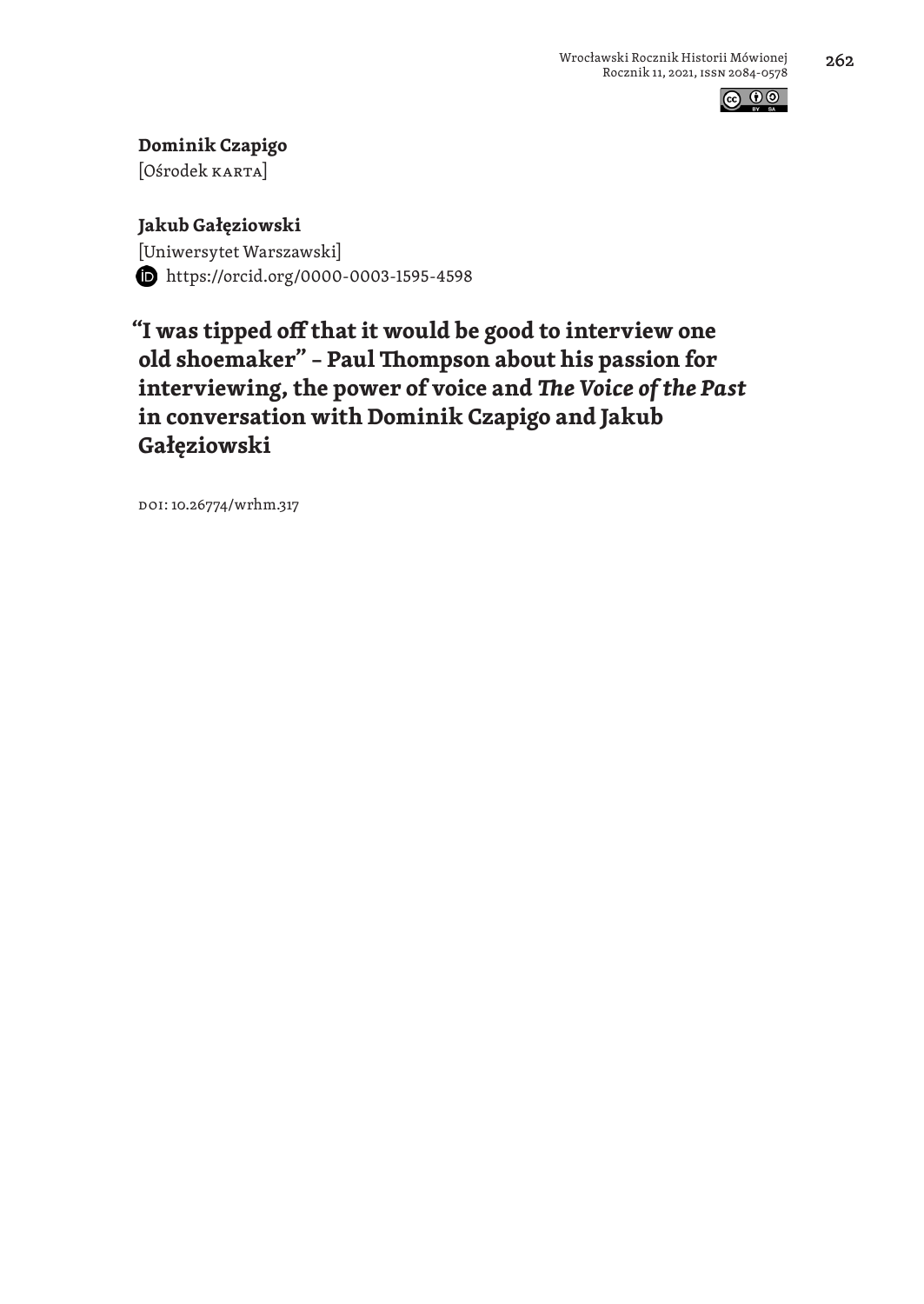**Dominik Czapigo**
[Ośrodek KARTA]

**Jakub Gałęziowski**
[Uniwersytet Warszawski]
https://orcid.org/0000-0003-1595-4598

# "I was tipped off that it would be good to interview one old shoemaker" – Paul Thompson about his passion for interviewing, the power of voice and *The Voice of the Past* in conversation with Dominik Czapigo and Jakub Gałęziowski

DOI: 10.26774/wrhm.317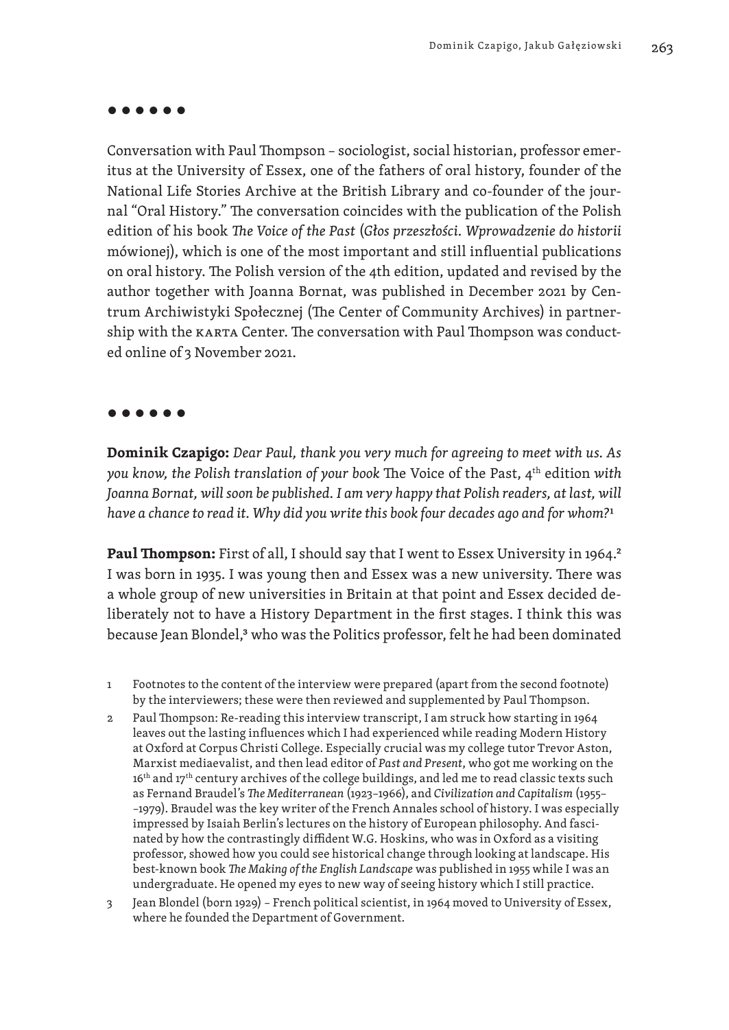••••••

Conversation with Paul Thompson – sociologist, social historian, professor emeritus at the University of Essex, one of the fathers of oral history, founder of the National Life Stories Archive at the British Library and co-founder of the journal "Oral History." The conversation coincides with the publication of the Polish edition of his book *The Voice of the Past* (*Głos przeszłości. Wprowadzenie do historii* mówionej), which is one of the most important and still influential publications on oral history. The Polish version of the 4th edition, updated and revised by the author together with Joanna Bornat, was published in December 2021 by Centrum Archiwistyki Społecznej (The Center of Community Archives) in partnership with the KARTA Center. The conversation with Paul Thompson was conducted online of 3 November 2021.

••••••

**Dominik Czapigo:** *Dear Paul, thank you very much for agreeing to meet with us. As you know, the Polish translation of your book* The Voice of the Past, 4th edition *with Joanna Bornat, will soon be published. I am very happy that Polish readers, at last, will have a chance to read it. Why did you write this book four decades ago and for whom?*[1]

**Paul Thompson:** First of all, I should say that I went to Essex University in 1964.[2] I was born in 1935. I was young then and Essex was a new university. There was a whole group of new universities in Britain at that point and Essex decided deliberately not to have a History Department in the first stages. I think this was because Jean Blondel,[3] who was the Politics professor, felt he had been dominated

1 Footnotes to the content of the interview were prepared (apart from the second footnote) by the interviewers; these were then reviewed and supplemented by Paul Thompson.

2 Paul Thompson: Re-reading this interview transcript, I am struck how starting in 1964 leaves out the lasting influences which I had experienced while reading Modern History at Oxford at Corpus Christi College. Especially crucial was my college tutor Trevor Aston, Marxist mediaevalist, and then lead editor of *Past and Present*, who got me working on the 16th and 17th century archives of the college buildings, and led me to read classic texts such as Fernand Braudel's *The Mediterranean* (1923–1966), and *Civilization and Capitalism* (1955––1979). Braudel was the key writer of the French Annales school of history. I was especially impressed by Isaiah Berlin's lectures on the history of European philosophy. And fascinated by how the contrastingly diffident W.G. Hoskins, who was in Oxford as a visiting professor, showed how you could see historical change through looking at landscape. His best-known book *The Making of the English Landscape* was published in 1955 while I was an undergraduate. He opened my eyes to new way of seeing history which I still practice.

3 Jean Blondel (born 1929) – French political scientist, in 1964 moved to University of Essex, where he founded the Department of Government.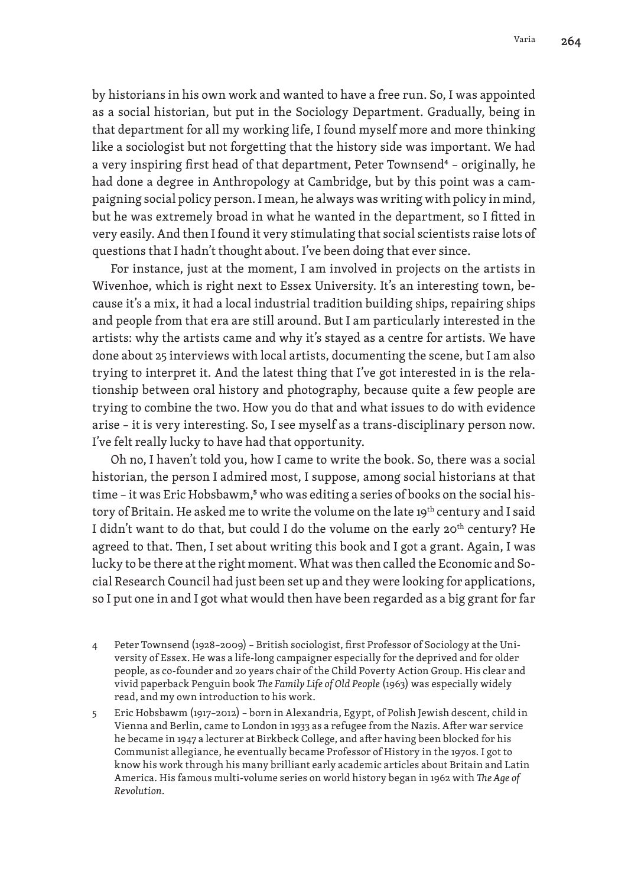by historians in his own work and wanted to have a free run. So, I was appointed as a social historian, but put in the Sociology Department. Gradually, being in that department for all my working life, I found myself more and more thinking like a sociologist but not forgetting that the history side was important. We had a very inspiring first head of that department, Peter Townsend[4] – originally, he had done a degree in Anthropology at Cambridge, but by this point was a campaigning social policy person. I mean, he always was writing with policy in mind, but he was extremely broad in what he wanted in the department, so I fitted in very easily. And then I found it very stimulating that social scientists raise lots of questions that I hadn't thought about. I've been doing that ever since.

For instance, just at the moment, I am involved in projects on the artists in Wivenhoe, which is right next to Essex University. It's an interesting town, because it's a mix, it had a local industrial tradition building ships, repairing ships and people from that era are still around. But I am particularly interested in the artists: why the artists came and why it's stayed as a centre for artists. We have done about 25 interviews with local artists, documenting the scene, but I am also trying to interpret it. And the latest thing that I've got interested in is the relationship between oral history and photography, because quite a few people are trying to combine the two. How you do that and what issues to do with evidence arise – it is very interesting. So, I see myself as a trans-disciplinary person now. I've felt really lucky to have had that opportunity.

Oh no, I haven't told you, how I came to write the book. So, there was a social historian, the person I admired most, I suppose, among social historians at that time – it was Eric Hobsbawm,[5] who was editing a series of books on the social history of Britain. He asked me to write the volume on the late 19th century and I said I didn't want to do that, but could I do the volume on the early 20th century? He agreed to that. Then, I set about writing this book and I got a grant. Again, I was lucky to be there at the right moment. What was then called the Economic and Social Research Council had just been set up and they were looking for applications, so I put one in and I got what would then have been regarded as a big grant for far

4 Peter Townsend (1928–2009) – British sociologist, first Professor of Sociology at the University of Essex. He was a life-long campaigner especially for the deprived and for older people, as co-founder and 20 years chair of the Child Poverty Action Group. His clear and vivid paperback Penguin book *The Family Life of Old People* (1963) was especially widely read, and my own introduction to his work.

5 Eric Hobsbawm (1917–2012) – born in Alexandria, Egypt, of Polish Jewish descent, child in Vienna and Berlin, came to London in 1933 as a refugee from the Nazis. After war service he became in 1947 a lecturer at Birkbeck College, and after having been blocked for his Communist allegiance, he eventually became Professor of History in the 1970s. I got to know his work through his many brilliant early academic articles about Britain and Latin America. His famous multi-volume series on world history began in 1962 with *The Age of Revolution*.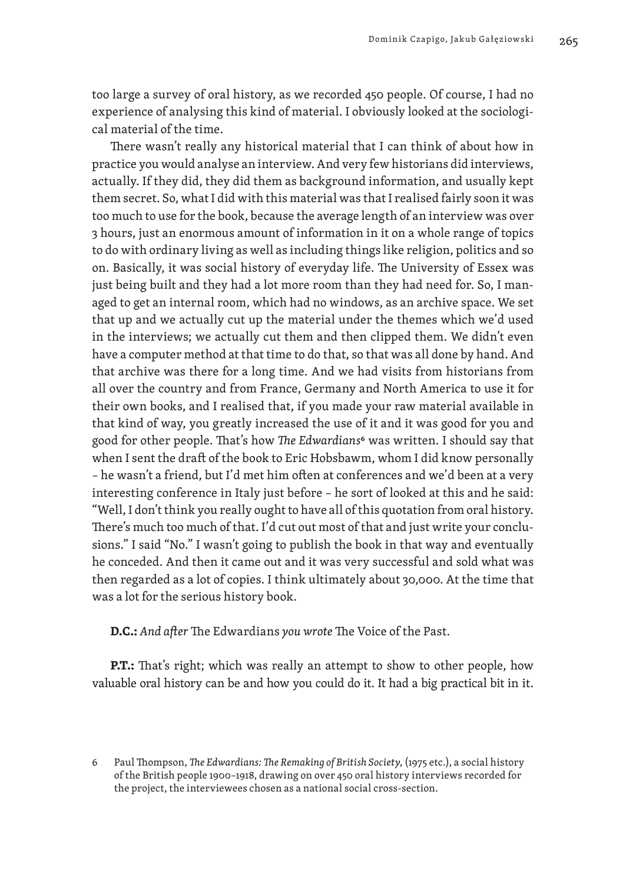too large a survey of oral history, as we recorded 450 people. Of course, I had no experience of analysing this kind of material. I obviously looked at the sociological material of the time.

There wasn't really any historical material that I can think of about how in practice you would analyse an interview. And very few historians did interviews, actually. If they did, they did them as background information, and usually kept them secret. So, what I did with this material was that I realised fairly soon it was too much to use for the book, because the average length of an interview was over 3 hours, just an enormous amount of information in it on a whole range of topics to do with ordinary living as well as including things like religion, politics and so on. Basically, it was social history of everyday life. The University of Essex was just being built and they had a lot more room than they had need for. So, I managed to get an internal room, which had no windows, as an archive space. We set that up and we actually cut up the material under the themes which we'd used in the interviews; we actually cut them and then clipped them. We didn't even have a computer method at that time to do that, so that was all done by hand. And that archive was there for a long time. And we had visits from historians from all over the country and from France, Germany and North America to use it for their own books, and I realised that, if you made your raw material available in that kind of way, you greatly increased the use of it and it was good for you and good for other people. That's how *The Edwardians*[6] was written. I should say that when I sent the draft of the book to Eric Hobsbawm, whom I did know personally – he wasn't a friend, but I'd met him often at conferences and we'd been at a very interesting conference in Italy just before – he sort of looked at this and he said: "Well, I don't think you really ought to have all of this quotation from oral history. There's much too much of that. I'd cut out most of that and just write your conclusions." I said "No." I wasn't going to publish the book in that way and eventually he conceded. And then it came out and it was very successful and sold what was then regarded as a lot of copies. I think ultimately about 30,000. At the time that was a lot for the serious history book.

**D.C.:** *And after* The Edwardians *you wrote* The Voice of the Past.

**P.T.:** That's right; which was really an attempt to show to other people, how valuable oral history can be and how you could do it. It had a big practical bit in it.

6 Paul Thompson, *The Edwardians: The Remaking of British Society*, (1975 etc.), a social history of the British people 1900–1918, drawing on over 450 oral history interviews recorded for the project, the interviewees chosen as a national social cross-section.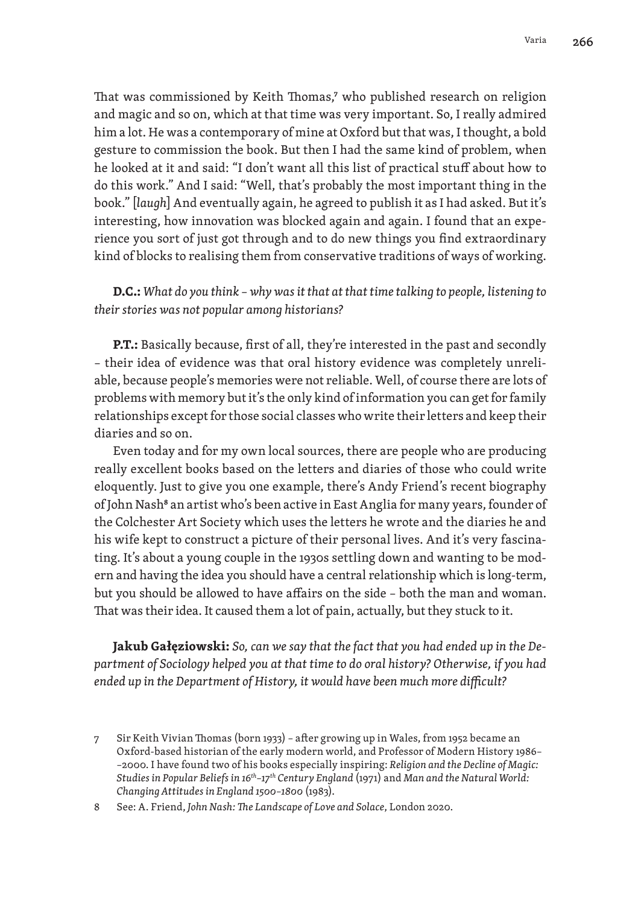That was commissioned by Keith Thomas,[7] who published research on religion and magic and so on, which at that time was very important. So, I really admired him a lot. He was a contemporary of mine at Oxford but that was, I thought, a bold gesture to commission the book. But then I had the same kind of problem, when he looked at it and said: "I don't want all this list of practical stuff about how to do this work." And I said: "Well, that's probably the most important thing in the book." [*laugh*] And eventually again, he agreed to publish it as I had asked. But it's interesting, how innovation was blocked again and again. I found that an experience you sort of just got through and to do new things you find extraordinary kind of blocks to realising them from conservative traditions of ways of working.

**D.C.:** *What do you think – why was it that at that time talking to people, listening to their stories was not popular among historians?*

**P.T.:** Basically because, first of all, they're interested in the past and secondly – their idea of evidence was that oral history evidence was completely unreliable, because people's memories were not reliable. Well, of course there are lots of problems with memory but it's the only kind of information you can get for family relationships except for those social classes who write their letters and keep their diaries and so on.

Even today and for my own local sources, there are people who are producing really excellent books based on the letters and diaries of those who could write eloquently. Just to give you one example, there's Andy Friend's recent biography of John Nash[8] an artist who's been active in East Anglia for many years, founder of the Colchester Art Society which uses the letters he wrote and the diaries he and his wife kept to construct a picture of their personal lives. And it's very fascinating. It's about a young couple in the 1930s settling down and wanting to be modern and having the idea you should have a central relationship which is long-term, but you should be allowed to have affairs on the side – both the man and woman. That was their idea. It caused them a lot of pain, actually, but they stuck to it.

**Jakub Gałęziowski:** *So, can we say that the fact that you had ended up in the Department of Sociology helped you at that time to do oral history? Otherwise, if you had ended up in the Department of History, it would have been much more difficult?*

---

7 Sir Keith Vivian Thomas (born 1933) – after growing up in Wales, from 1952 became an Oxford-based historian of the early modern world, and Professor of Modern History 1986––2000. I have found two of his books especially inspiring: *Religion and the Decline of Magic: Studies in Popular Beliefs in 16th–17th Century England* (1971) and *Man and the Natural World: Changing Attitudes in England 1500–1800* (1983).

8 See: A. Friend, *John Nash: The Landscape of Love and Solace*, London 2020.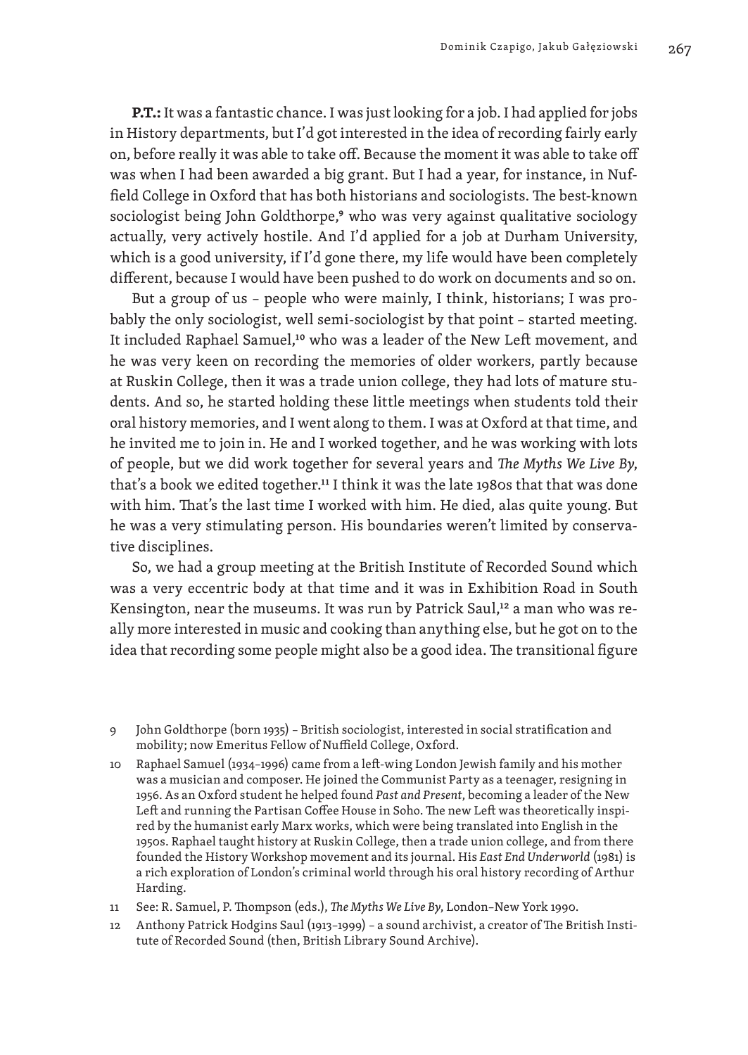**P.T.:** It was a fantastic chance. I was just looking for a job. I had applied for jobs in History departments, but I'd got interested in the idea of recording fairly early on, before really it was able to take off. Because the moment it was able to take off was when I had been awarded a big grant. But I had a year, for instance, in Nuffield College in Oxford that has both historians and sociologists. The best-known sociologist being John Goldthorpe,[9] who was very against qualitative sociology actually, very actively hostile. And I'd applied for a job at Durham University, which is a good university, if I'd gone there, my life would have been completely different, because I would have been pushed to do work on documents and so on.

But a group of us – people who were mainly, I think, historians; I was probably the only sociologist, well semi-sociologist by that point – started meeting. It included Raphael Samuel,[10] who was a leader of the New Left movement, and he was very keen on recording the memories of older workers, partly because at Ruskin College, then it was a trade union college, they had lots of mature students. And so, he started holding these little meetings when students told their oral history memories, and I went along to them. I was at Oxford at that time, and he invited me to join in. He and I worked together, and he was working with lots of people, but we did work together for several years and *The Myths We Live By*, that's a book we edited together.[11] I think it was the late 1980s that that was done with him. That's the last time I worked with him. He died, alas quite young. But he was a very stimulating person. His boundaries weren't limited by conservative disciplines.

So, we had a group meeting at the British Institute of Recorded Sound which was a very eccentric body at that time and it was in Exhibition Road in South Kensington, near the museums. It was run by Patrick Saul,[12] a man who was really more interested in music and cooking than anything else, but he got on to the idea that recording some people might also be a good idea. The transitional figure

9 John Goldthorpe (born 1935) – British sociologist, interested in social stratification and mobility; now Emeritus Fellow of Nuffield College, Oxford.

10 Raphael Samuel (1934–1996) came from a left-wing London Jewish family and his mother was a musician and composer. He joined the Communist Party as a teenager, resigning in 1956. As an Oxford student he helped found *Past and Present*, becoming a leader of the New Left and running the Partisan Coffee House in Soho. The new Left was theoretically inspired by the humanist early Marx works, which were being translated into English in the 1950s. Raphael taught history at Ruskin College, then a trade union college, and from there founded the History Workshop movement and its journal. His *East End Underworld* (1981) is a rich exploration of London's criminal world through his oral history recording of Arthur Harding.

11 See: R. Samuel, P. Thompson (eds.), *The Myths We Live By*, London–New York 1990.

12 Anthony Patrick Hodgins Saul (1913–1999) – a sound archivist, a creator of The British Institute of Recorded Sound (then, British Library Sound Archive).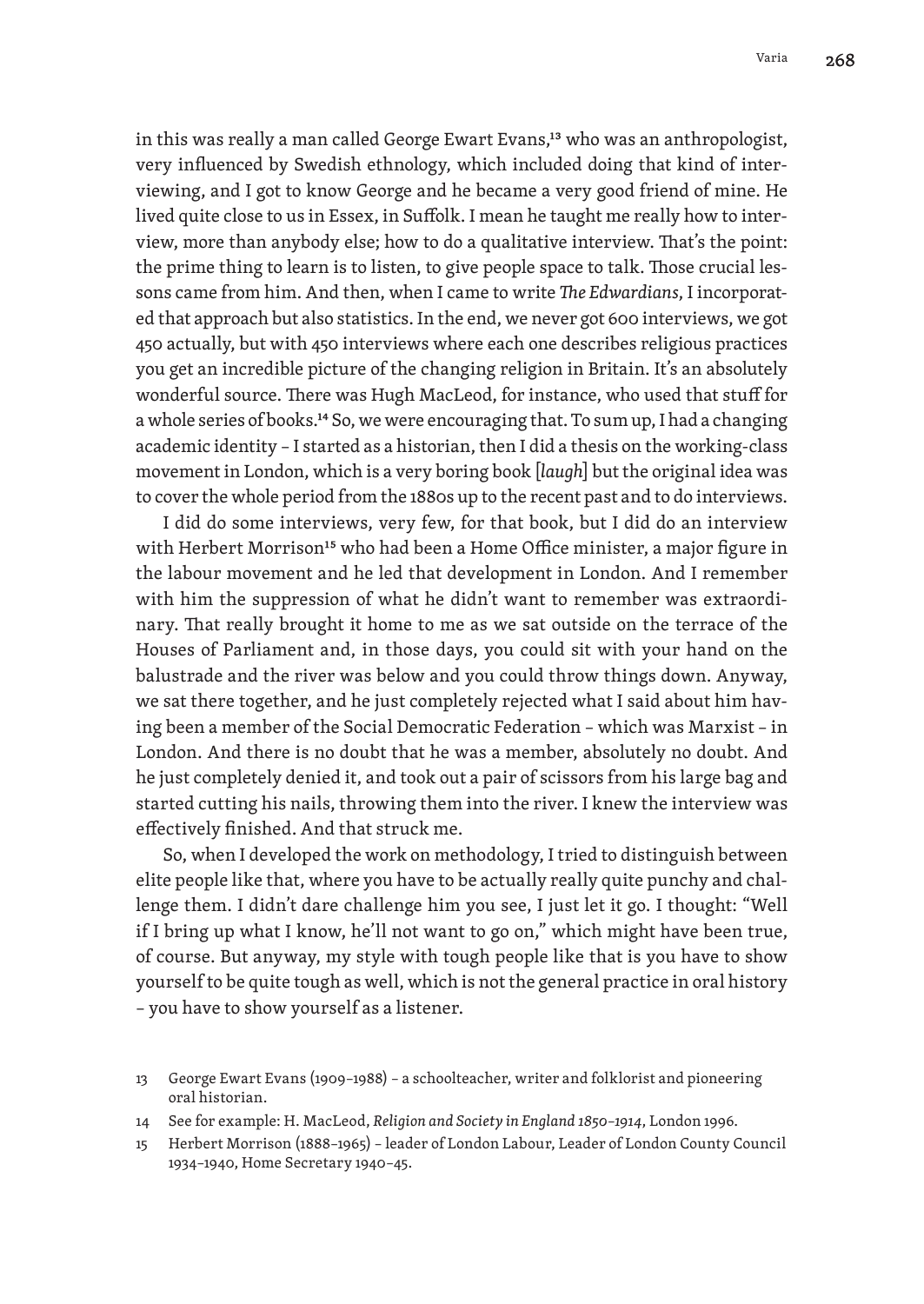in this was really a man called George Ewart Evans,[13] who was an anthropologist, very influenced by Swedish ethnology, which included doing that kind of interviewing, and I got to know George and he became a very good friend of mine. He lived quite close to us in Essex, in Suffolk. I mean he taught me really how to interview, more than anybody else; how to do a qualitative interview. That's the point: the prime thing to learn is to listen, to give people space to talk. Those crucial lessons came from him. And then, when I came to write *The Edwardians*, I incorporated that approach but also statistics. In the end, we never got 600 interviews, we got 450 actually, but with 450 interviews where each one describes religious practices you get an incredible picture of the changing religion in Britain. It's an absolutely wonderful source. There was Hugh MacLeod, for instance, who used that stuff for a whole series of books.[14] So, we were encouraging that. To sum up, I had a changing academic identity – I started as a historian, then I did a thesis on the working-class movement in London, which is a very boring book [*laugh*] but the original idea was to cover the whole period from the 1880s up to the recent past and to do interviews.

I did do some interviews, very few, for that book, but I did do an interview with Herbert Morrison[15] who had been a Home Office minister, a major figure in the labour movement and he led that development in London. And I remember with him the suppression of what he didn't want to remember was extraordinary. That really brought it home to me as we sat outside on the terrace of the Houses of Parliament and, in those days, you could sit with your hand on the balustrade and the river was below and you could throw things down. Anyway, we sat there together, and he just completely rejected what I said about him having been a member of the Social Democratic Federation – which was Marxist – in London. And there is no doubt that he was a member, absolutely no doubt. And he just completely denied it, and took out a pair of scissors from his large bag and started cutting his nails, throwing them into the river. I knew the interview was effectively finished. And that struck me.

So, when I developed the work on methodology, I tried to distinguish between elite people like that, where you have to be actually really quite punchy and challenge them. I didn't dare challenge him you see, I just let it go. I thought: "Well if I bring up what I know, he'll not want to go on," which might have been true, of course. But anyway, my style with tough people like that is you have to show yourself to be quite tough as well, which is not the general practice in oral history – you have to show yourself as a listener.

13 George Ewart Evans (1909–1988) – a schoolteacher, writer and folklorist and pioneering oral historian.

14 See for example: H. MacLeod, *Religion and Society in England 1850–1914*, London 1996.

15 Herbert Morrison (1888–1965) – leader of London Labour, Leader of London County Council 1934–1940, Home Secretary 1940–45.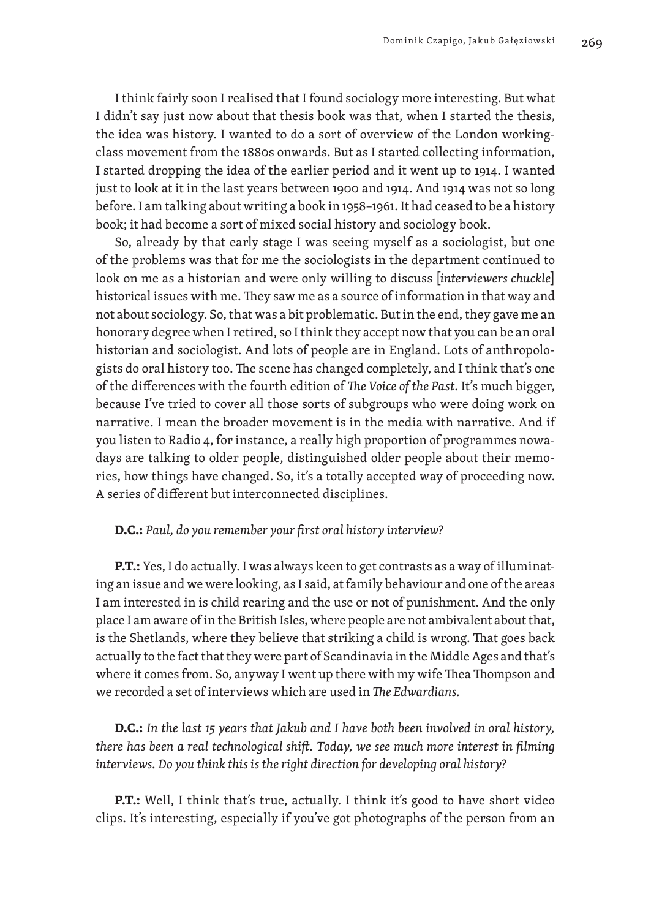I think fairly soon I realised that I found sociology more interesting. But what I didn't say just now about that thesis book was that, when I started the thesis, the idea was history. I wanted to do a sort of overview of the London working-class movement from the 1880s onwards. But as I started collecting information, I started dropping the idea of the earlier period and it went up to 1914. I wanted just to look at it in the last years between 1900 and 1914. And 1914 was not so long before. I am talking about writing a book in 1958–1961. It had ceased to be a history book; it had become a sort of mixed social history and sociology book.

So, already by that early stage I was seeing myself as a sociologist, but one of the problems was that for me the sociologists in the department continued to look on me as a historian and were only willing to discuss [*interviewers chuckle*] historical issues with me. They saw me as a source of information in that way and not about sociology. So, that was a bit problematic. But in the end, they gave me an honorary degree when I retired, so I think they accept now that you can be an oral historian and sociologist. And lots of people are in England. Lots of anthropologists do oral history too. The scene has changed completely, and I think that's one of the differences with the fourth edition of *The Voice of the Past*. It's much bigger, because I've tried to cover all those sorts of subgroups who were doing work on narrative. I mean the broader movement is in the media with narrative. And if you listen to Radio 4, for instance, a really high proportion of programmes nowadays are talking to older people, distinguished older people about their memories, how things have changed. So, it's a totally accepted way of proceeding now. A series of different but interconnected disciplines.

**D.C.:** *Paul, do you remember your first oral history interview?*

**P.T.:** Yes, I do actually. I was always keen to get contrasts as a way of illuminating an issue and we were looking, as I said, at family behaviour and one of the areas I am interested in is child rearing and the use or not of punishment. And the only place I am aware of in the British Isles, where people are not ambivalent about that, is the Shetlands, where they believe that striking a child is wrong. That goes back actually to the fact that they were part of Scandinavia in the Middle Ages and that's where it comes from. So, anyway I went up there with my wife Thea Thompson and we recorded a set of interviews which are used in *The Edwardians.*

**D.C.:** *In the last 15 years that Jakub and I have both been involved in oral history, there has been a real technological shift. Today, we see much more interest in filming interviews. Do you think this is the right direction for developing oral history?*

**P.T.:** Well, I think that's true, actually. I think it's good to have short video clips. It's interesting, especially if you've got photographs of the person from an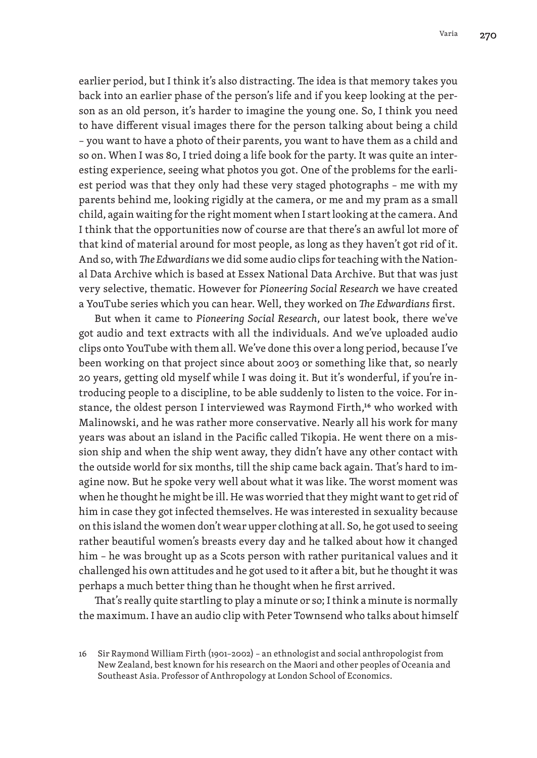earlier period, but I think it's also distracting. The idea is that memory takes you back into an earlier phase of the person's life and if you keep looking at the person as an old person, it's harder to imagine the young one. So, I think you need to have different visual images there for the person talking about being a child – you want to have a photo of their parents, you want to have them as a child and so on. When I was 80, I tried doing a life book for the party. It was quite an interesting experience, seeing what photos you got. One of the problems for the earliest period was that they only had these very staged photographs – me with my parents behind me, looking rigidly at the camera, or me and my pram as a small child, again waiting for the right moment when I start looking at the camera. And I think that the opportunities now of course are that there's an awful lot more of that kind of material around for most people, as long as they haven't got rid of it. And so, with *The Edwardians* we did some audio clips for teaching with the National Data Archive which is based at Essex National Data Archive. But that was just very selective, thematic. However for *Pioneering Social Research* we have created a YouTube series which you can hear. Well, they worked on *The Edwardians* first.

But when it came to *Pioneering Social Research*, our latest book, there we've got audio and text extracts with all the individuals. And we've uploaded audio clips onto YouTube with them all. We've done this over a long period, because I've been working on that project since about 2003 or something like that, so nearly 20 years, getting old myself while I was doing it. But it's wonderful, if you're introducing people to a discipline, to be able suddenly to listen to the voice. For instance, the oldest person I interviewed was Raymond Firth,[16] who worked with Malinowski, and he was rather more conservative. Nearly all his work for many years was about an island in the Pacific called Tikopia. He went there on a mission ship and when the ship went away, they didn't have any other contact with the outside world for six months, till the ship came back again. That's hard to imagine now. But he spoke very well about what it was like. The worst moment was when he thought he might be ill. He was worried that they might want to get rid of him in case they got infected themselves. He was interested in sexuality because on this island the women don't wear upper clothing at all. So, he got used to seeing rather beautiful women's breasts every day and he talked about how it changed him – he was brought up as a Scots person with rather puritanical values and it challenged his own attitudes and he got used to it after a bit, but he thought it was perhaps a much better thing than he thought when he first arrived.

That's really quite startling to play a minute or so; I think a minute is normally the maximum. I have an audio clip with Peter Townsend who talks about himself

16 Sir Raymond William Firth (1901–2002) – an ethnologist and social anthropologist from New Zealand, best known for his research on the Maori and other peoples of Oceania and Southeast Asia. Professor of Anthropology at London School of Economics.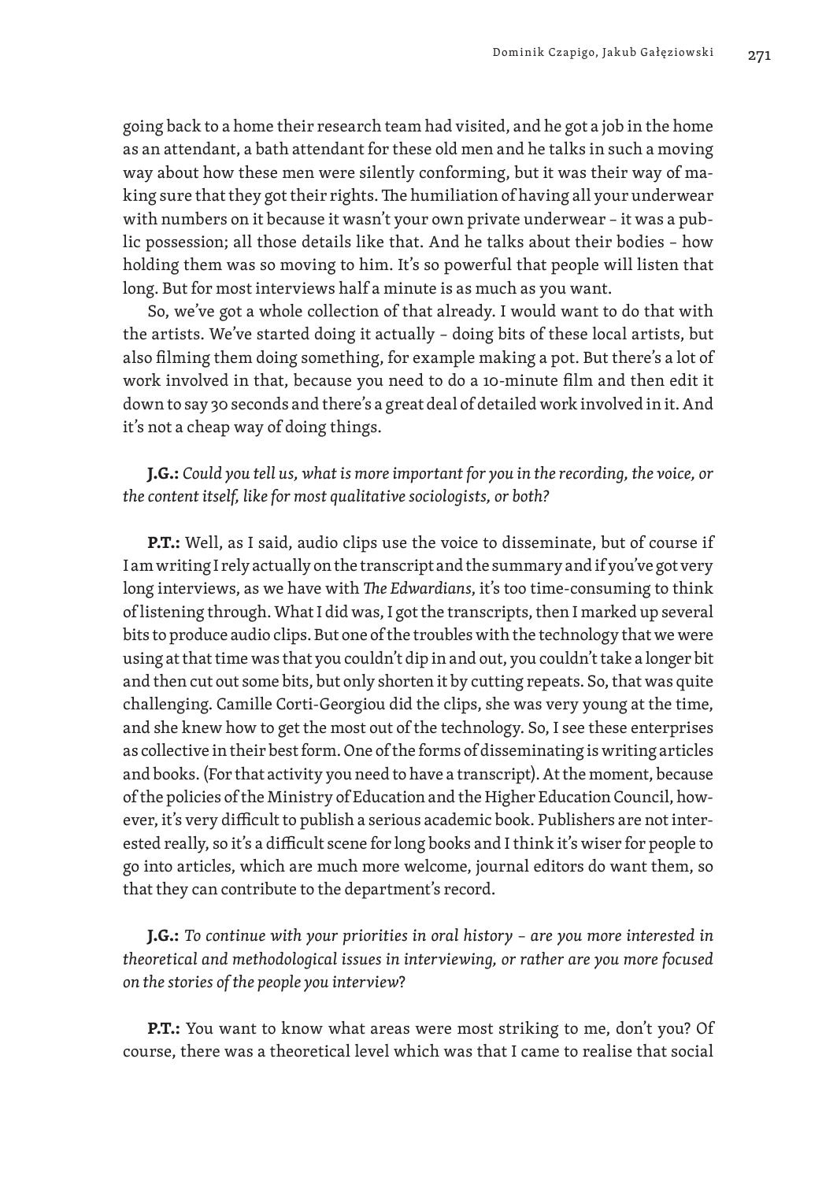going back to a home their research team had visited, and he got a job in the home as an attendant, a bath attendant for these old men and he talks in such a moving way about how these men were silently conforming, but it was their way of making sure that they got their rights. The humiliation of having all your underwear with numbers on it because it wasn't your own private underwear – it was a public possession; all those details like that. And he talks about their bodies – how holding them was so moving to him. It's so powerful that people will listen that long. But for most interviews half a minute is as much as you want.

So, we've got a whole collection of that already. I would want to do that with the artists. We've started doing it actually – doing bits of these local artists, but also filming them doing something, for example making a pot. But there's a lot of work involved in that, because you need to do a 10-minute film and then edit it down to say 30 seconds and there's a great deal of detailed work involved in it. And it's not a cheap way of doing things.

**J.G.:** *Could you tell us, what is more important for you in the recording, the voice, or the content itself, like for most qualitative sociologists, or both?*

**P.T.:** Well, as I said, audio clips use the voice to disseminate, but of course if I am writing I rely actually on the transcript and the summary and if you've got very long interviews, as we have with *The Edwardians*, it's too time-consuming to think of listening through. What I did was, I got the transcripts, then I marked up several bits to produce audio clips. But one of the troubles with the technology that we were using at that time was that you couldn't dip in and out, you couldn't take a longer bit and then cut out some bits, but only shorten it by cutting repeats. So, that was quite challenging. Camille Corti-Georgiou did the clips, she was very young at the time, and she knew how to get the most out of the technology. So, I see these enterprises as collective in their best form. One of the forms of disseminating is writing articles and books. (For that activity you need to have a transcript). At the moment, because of the policies of the Ministry of Education and the Higher Education Council, however, it's very difficult to publish a serious academic book. Publishers are not interested really, so it's a difficult scene for long books and I think it's wiser for people to go into articles, which are much more welcome, journal editors do want them, so that they can contribute to the department's record.

**J.G.:** *To continue with your priorities in oral history – are you more interested in theoretical and methodological issues in interviewing, or rather are you more focused on the stories of the people you interview*?

**P.T.:** You want to know what areas were most striking to me, don't you? Of course, there was a theoretical level which was that I came to realise that social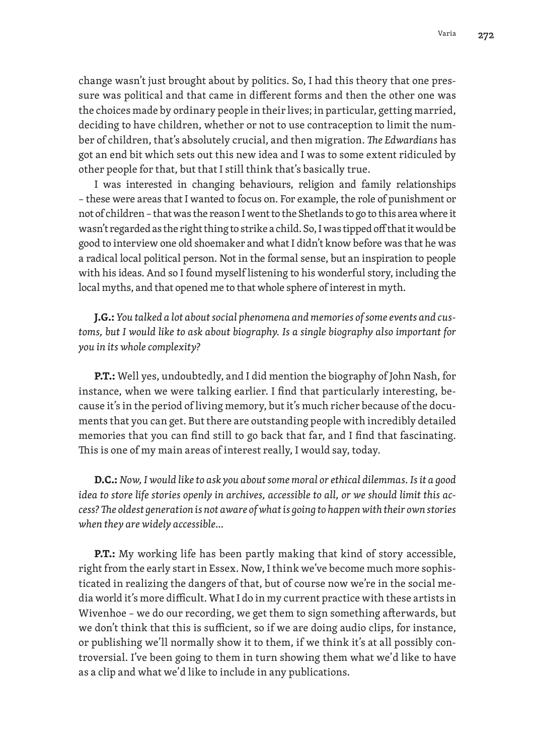change wasn't just brought about by politics. So, I had this theory that one pressure was political and that came in different forms and then the other one was the choices made by ordinary people in their lives; in particular, getting married, deciding to have children, whether or not to use contraception to limit the number of children, that's absolutely crucial, and then migration. *The Edwardians* has got an end bit which sets out this new idea and I was to some extent ridiculed by other people for that, but that I still think that's basically true.

I was interested in changing behaviours, religion and family relationships – these were areas that I wanted to focus on. For example, the role of punishment or not of children – that was the reason I went to the Shetlands to go to this area where it wasn't regarded as the right thing to strike a child. So, I was tipped off that it would be good to interview one old shoemaker and what I didn't know before was that he was a radical local political person. Not in the formal sense, but an inspiration to people with his ideas. And so I found myself listening to his wonderful story, including the local myths, and that opened me to that whole sphere of interest in myth.

**J.G.:** *You talked a lot about social phenomena and memories of some events and customs, but I would like to ask about biography. Is a single biography also important for you in its whole complexity?*

**P.T.:** Well yes, undoubtedly, and I did mention the biography of John Nash, for instance, when we were talking earlier. I find that particularly interesting, because it's in the period of living memory, but it's much richer because of the documents that you can get. But there are outstanding people with incredibly detailed memories that you can find still to go back that far, and I find that fascinating. This is one of my main areas of interest really, I would say, today.

**D.C.:** *Now, I would like to ask you about some moral or ethical dilemmas. Is it a good idea to store life stories openly in archives, accessible to all, or we should limit this access? The oldest generation is not aware of what is going to happen with their own stories when they are widely accessible…*

**P.T.:** My working life has been partly making that kind of story accessible, right from the early start in Essex. Now, I think we've become much more sophisticated in realizing the dangers of that, but of course now we're in the social media world it's more difficult. What I do in my current practice with these artists in Wivenhoe – we do our recording, we get them to sign something afterwards, but we don't think that this is sufficient, so if we are doing audio clips, for instance, or publishing we'll normally show it to them, if we think it's at all possibly controversial. I've been going to them in turn showing them what we'd like to have as a clip and what we'd like to include in any publications.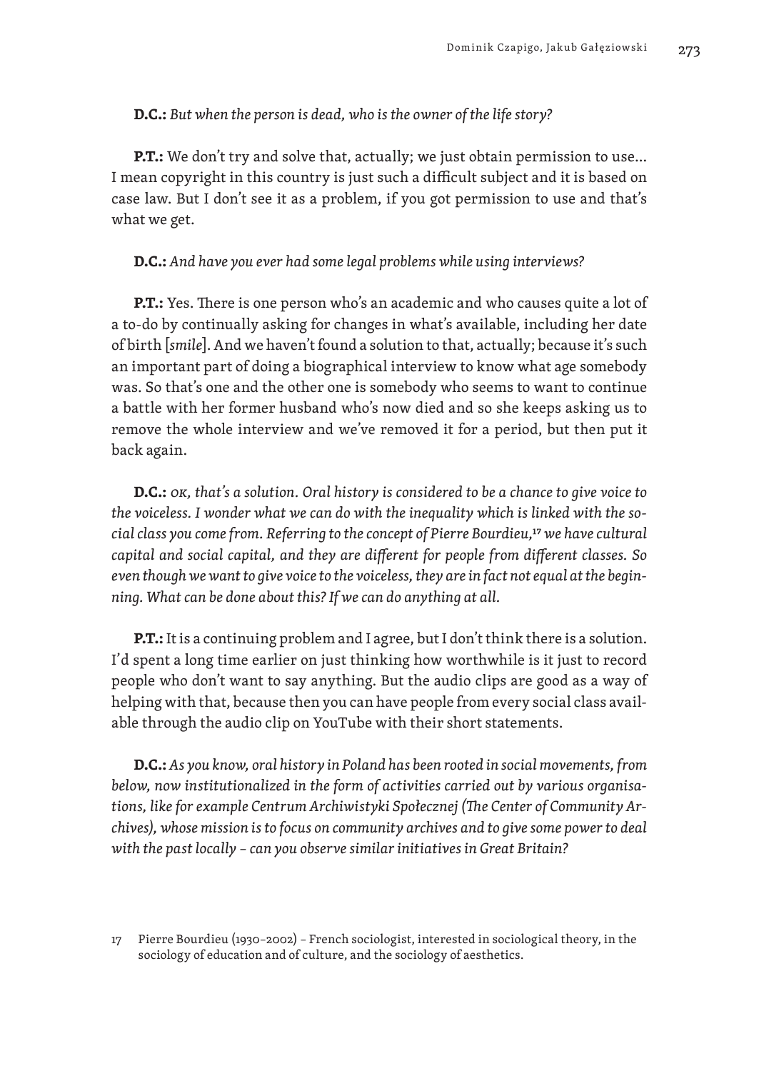**D.C.:** *But when the person is dead, who is the owner of the life story?*

**P.T.:** We don't try and solve that, actually; we just obtain permission to use... I mean copyright in this country is just such a difficult subject and it is based on case law. But I don't see it as a problem, if you got permission to use and that's what we get.

**D.C.:** *And have you ever had some legal problems while using interviews?*

**P.T.:** Yes. There is one person who's an academic and who causes quite a lot of a to-do by continually asking for changes in what's available, including her date of birth [*smile*]. And we haven't found a solution to that, actually; because it's such an important part of doing a biographical interview to know what age somebody was. So that's one and the other one is somebody who seems to want to continue a battle with her former husband who's now died and so she keeps asking us to remove the whole interview and we've removed it for a period, but then put it back again.

**D.C.:** *OK, that's a solution. Oral history is considered to be a chance to give voice to the voiceless. I wonder what we can do with the inequality which is linked with the social class you come from. Referring to the concept of Pierre Bourdieu,*[17] *we have cultural capital and social capital, and they are different for people from different classes. So even though we want to give voice to the voiceless, they are in fact not equal at the beginning. What can be done about this? If we can do anything at all.*

**P.T.:** It is a continuing problem and I agree, but I don't think there is a solution. I'd spent a long time earlier on just thinking how worthwhile is it just to record people who don't want to say anything. But the audio clips are good as a way of helping with that, because then you can have people from every social class available through the audio clip on YouTube with their short statements.

**D.C.:** *As you know, oral history in Poland has been rooted in social movements, from below, now institutionalized in the form of activities carried out by various organisations, like for example Centrum Archiwistyki Społecznej (The Center of Community Archives), whose mission is to focus on community archives and to give some power to deal with the past locally – can you observe similar initiatives in Great Britain?*

17 Pierre Bourdieu (1930–2002) – French sociologist, interested in sociological theory, in the sociology of education and of culture, and the sociology of aesthetics.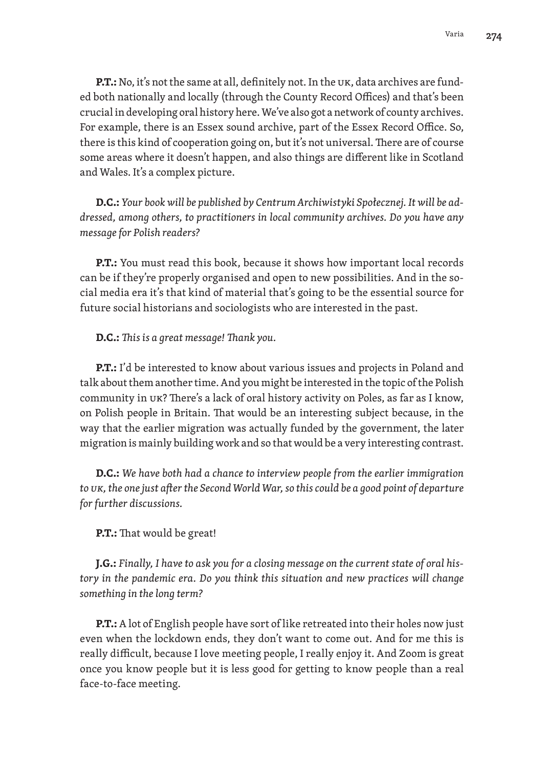**P.T.:** No, it's not the same at all, definitely not. In the UK, data archives are funded both nationally and locally (through the County Record Offices) and that's been crucial in developing oral history here. We've also got a network of county archives. For example, there is an Essex sound archive, part of the Essex Record Office. So, there is this kind of cooperation going on, but it's not universal. There are of course some areas where it doesn't happen, and also things are different like in Scotland and Wales. It's a complex picture.

**D.C.:** *Your book will be published by Centrum Archiwistyki Społecznej. It will be addressed, among others, to practitioners in local community archives. Do you have any message for Polish readers?*

**P.T.:** You must read this book, because it shows how important local records can be if they're properly organised and open to new possibilities. And in the social media era it's that kind of material that's going to be the essential source for future social historians and sociologists who are interested in the past.

**D.C.:** *This is a great message! Thank you.*

**P.T.:** I'd be interested to know about various issues and projects in Poland and talk about them another time. And you might be interested in the topic of the Polish community in UK? There's a lack of oral history activity on Poles, as far as I know, on Polish people in Britain. That would be an interesting subject because, in the way that the earlier migration was actually funded by the government, the later migration is mainly building work and so that would be a very interesting contrast.

**D.C.:** *We have both had a chance to interview people from the earlier immigration to UK, the one just after the Second World War, so this could be a good point of departure for further discussions.*

**P.T.:** That would be great!

**J.G.:** *Finally, I have to ask you for a closing message on the current state of oral history in the pandemic era. Do you think this situation and new practices will change something in the long term?*

**P.T.:** A lot of English people have sort of like retreated into their holes now just even when the lockdown ends, they don't want to come out. And for me this is really difficult, because I love meeting people, I really enjoy it. And Zoom is great once you know people but it is less good for getting to know people than a real face-to-face meeting.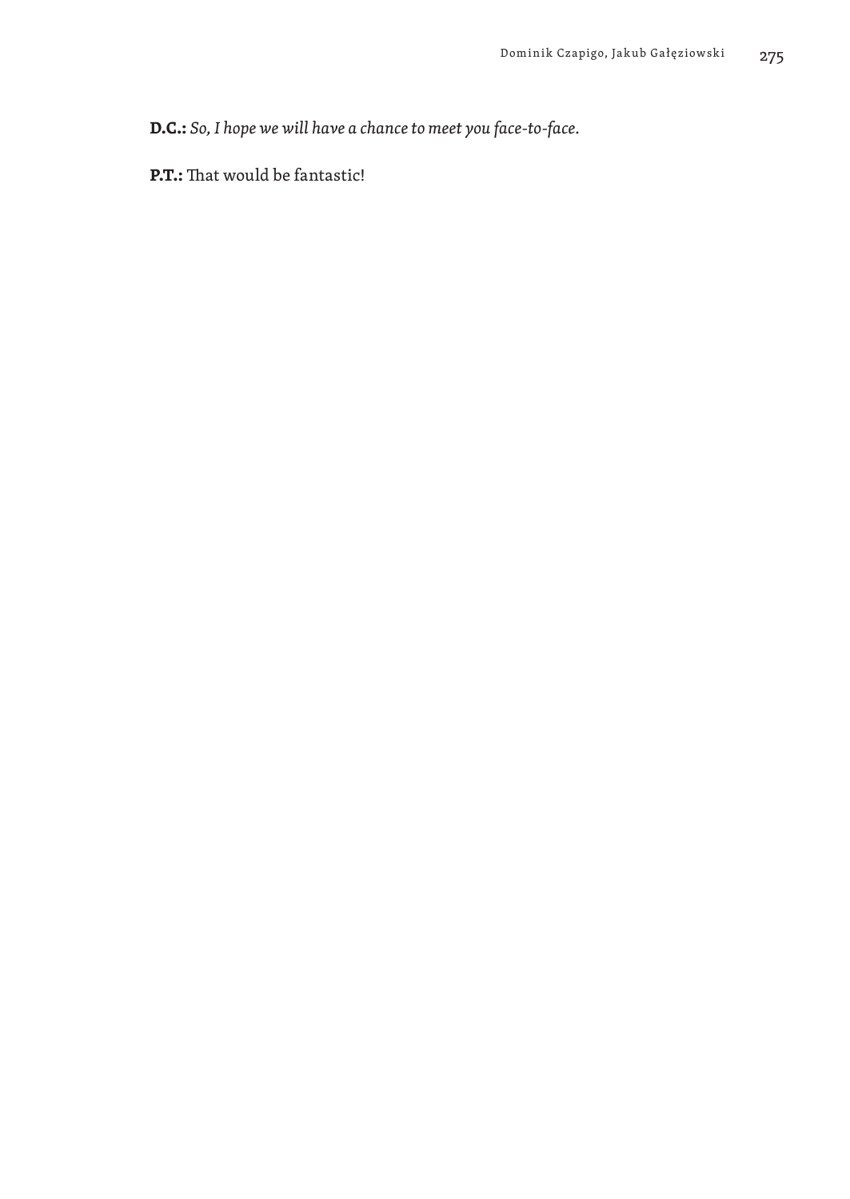**D.C.:** *So, I hope we will have a chance to meet you face-to-face.*

**P.T.:** That would be fantastic!